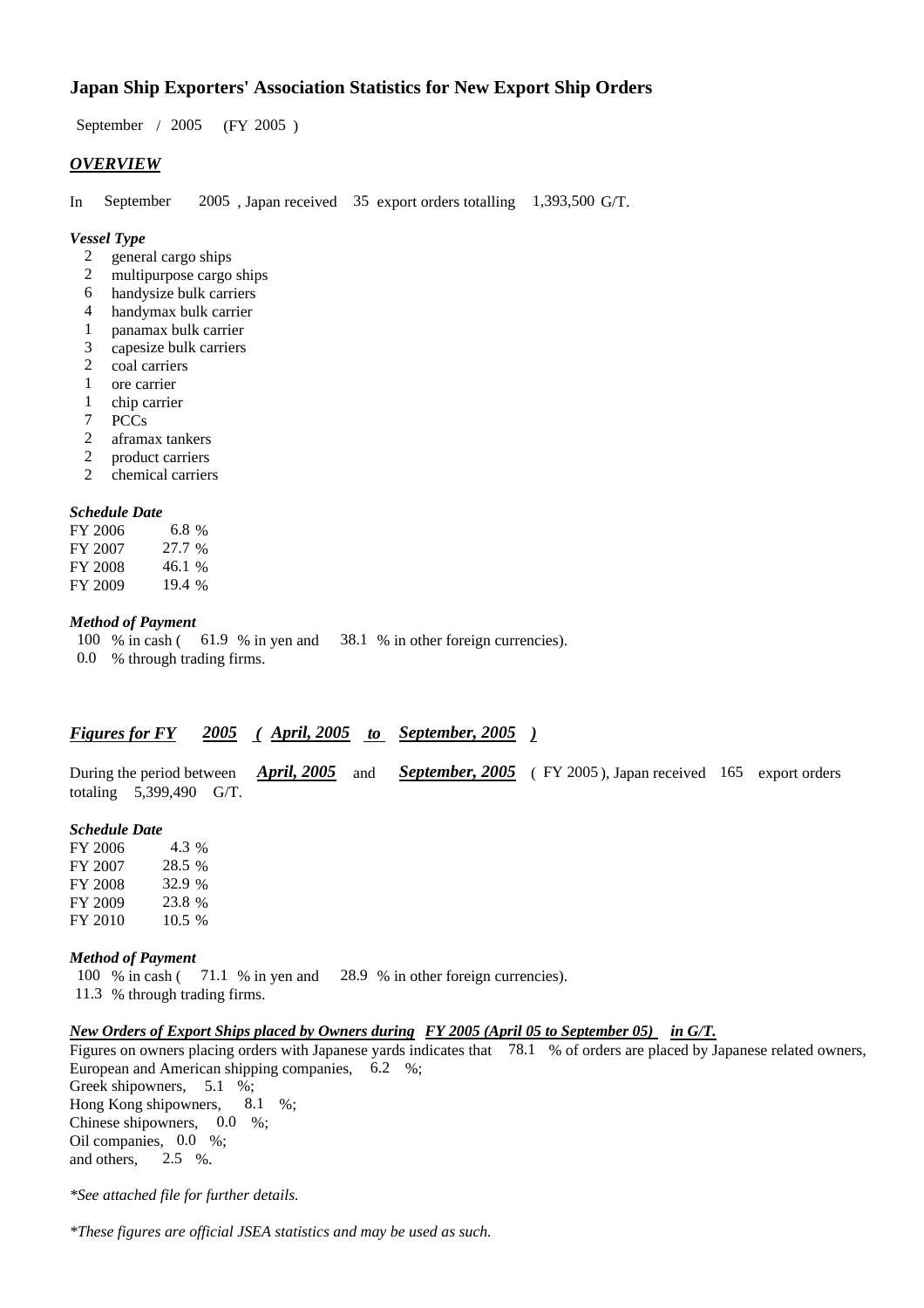# Japan Ship Exporters' Association Statistics for New Export Ship Orders

September / 2005 (FY 2005 )

## *OVERVIEW*

In September 2005 , Japan received 35 export orders totalling 1,393,500 G/T.

***Vessel Type***

- 2 general cargo ships
- 2 multipurpose cargo ships
- 6 handysize bulk carriers
- 4 handymax bulk carrier
- 1 panamax bulk carrier
- 3 capesize bulk carriers
- 2 coal carriers
- 1 ore carrier
- 1 chip carrier
- 7 PCCs
- 2 aframax tankers
- 2 product carriers
- 2 chemical carriers

***Schedule Date***

| | |
|---|---|
| FY 2006 | 6.8 % |
| FY 2007 | 27.7 % |
| FY 2008 | 46.1 % |
| FY 2009 | 19.4 % |

***Method of Payment***

100 % in cash ( 61.9 % in yen and 38.1 % in other foreign currencies).
0.0 % through trading firms.

## *Figures for FY 2005 ( April, 2005 to September, 2005 )*

During the period between ***April, 2005*** and ***September, 2005*** ( FY 2005 ), Japan received 165 export orders totaling 5,399,490 G/T.

***Schedule Date***

| | |
|---|---|
| FY 2006 | 4.3 % |
| FY 2007 | 28.5 % |
| FY 2008 | 32.9 % |
| FY 2009 | 23.8 % |
| FY 2010 | 10.5 % |

***Method of Payment***

100 % in cash ( 71.1 % in yen and 28.9 % in other foreign currencies).
11.3 % through trading firms.

***New Orders of Export Ships placed by Owners during FY 2005 (April 05 to September 05) in G/T.***

Figures on owners placing orders with Japanese yards indicates that 78.1 % of orders are placed by Japanese related owners,
European and American shipping companies, 6.2 %;
Greek shipowners, 5.1 %;
Hong Kong shipowners, 8.1 %;
Chinese shipowners, 0.0 %;
Oil companies, 0.0 %;
and others, 2.5 %.

*\*See attached file for further details.*

*\*These figures are official JSEA statistics and may be used as such.*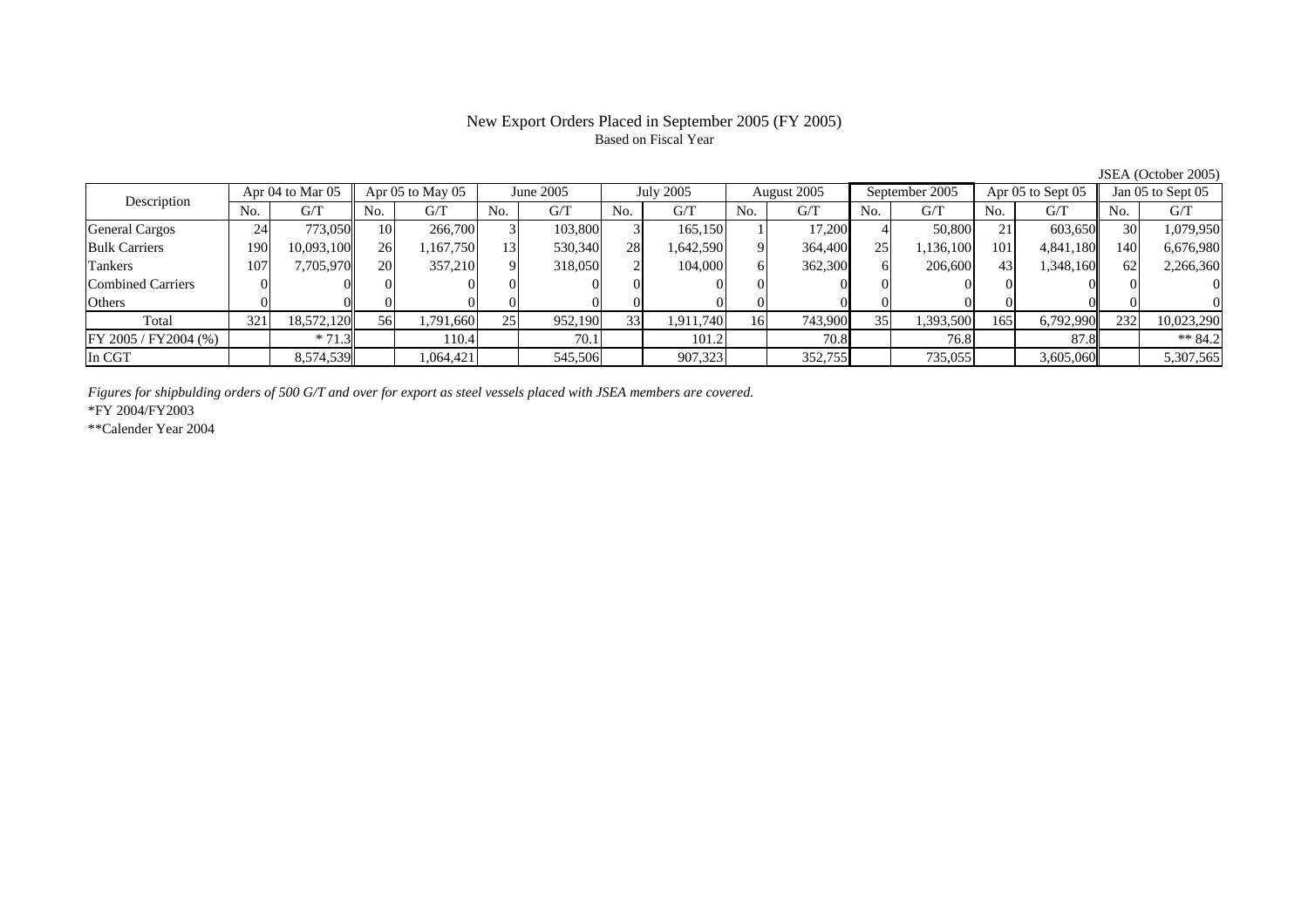# New Export Orders Placed in September 2005 (FY 2005)

Based on Fiscal Year

JSEA (October 2005)

| Description | Apr 04 to Mar 05 | | Apr 05 to May 05 | | June 2005 | | July 2005 | | August 2005 | | September 2005 | | Apr 05 to Sept 05 | | Jan 05 to Sept 05 | |
|---|---|---|---|---|---|---|---|---|---|---|---|---|---|---|---|---|
| | No. | G/T | No. | G/T | No. | G/T | No. | G/T | No. | G/T | No. | G/T | No. | G/T | No. | G/T |
| General Cargos | 24 | 773,050 | 10 | 266,700 | 3 | 103,800 | 3 | 165,150 | 1 | 17,200 | 4 | 50,800 | 21 | 603,650 | 30 | 1,079,950 |
| Bulk Carriers | 190 | 10,093,100 | 26 | 1,167,750 | 13 | 530,340 | 28 | 1,642,590 | 9 | 364,400 | 25 | 1,136,100 | 101 | 4,841,180 | 140 | 6,676,980 |
| Tankers | 107 | 7,705,970 | 20 | 357,210 | 9 | 318,050 | 2 | 104,000 | 6 | 362,300 | 6 | 206,600 | 43 | 1,348,160 | 62 | 2,266,360 |
| Combined Carriers | 0 | 0 | 0 | 0 | 0 | 0 | 0 | 0 | 0 | 0 | 0 | 0 | 0 | 0 | 0 | 0 |
| Others | 0 | 0 | 0 | 0 | 0 | 0 | 0 | 0 | 0 | 0 | 0 | 0 | 0 | 0 | 0 | 0 |
| Total | 321 | 18,572,120 | 56 | 1,791,660 | 25 | 952,190 | 33 | 1,911,740 | 16 | 743,900 | 35 | 1,393,500 | 165 | 6,792,990 | 232 | 10,023,290 |
| FY 2005 / FY2004 (%) | | * 71.3 | | 110.4 | | 70.1 | | 101.2 | | 70.8 | | 76.8 | | 87.8 | | ** 84.2 |
| In CGT | | 8,574,539 | | 1,064,421 | | 545,506 | | 907,323 | | 352,755 | | 735,055 | | 3,605,060 | | 5,307,565 |

*Figures for shipbulding orders of 500 G/T and over for export as steel vessels placed with JSEA members are covered.*

*FY 2004/FY2003

**Calender Year 2004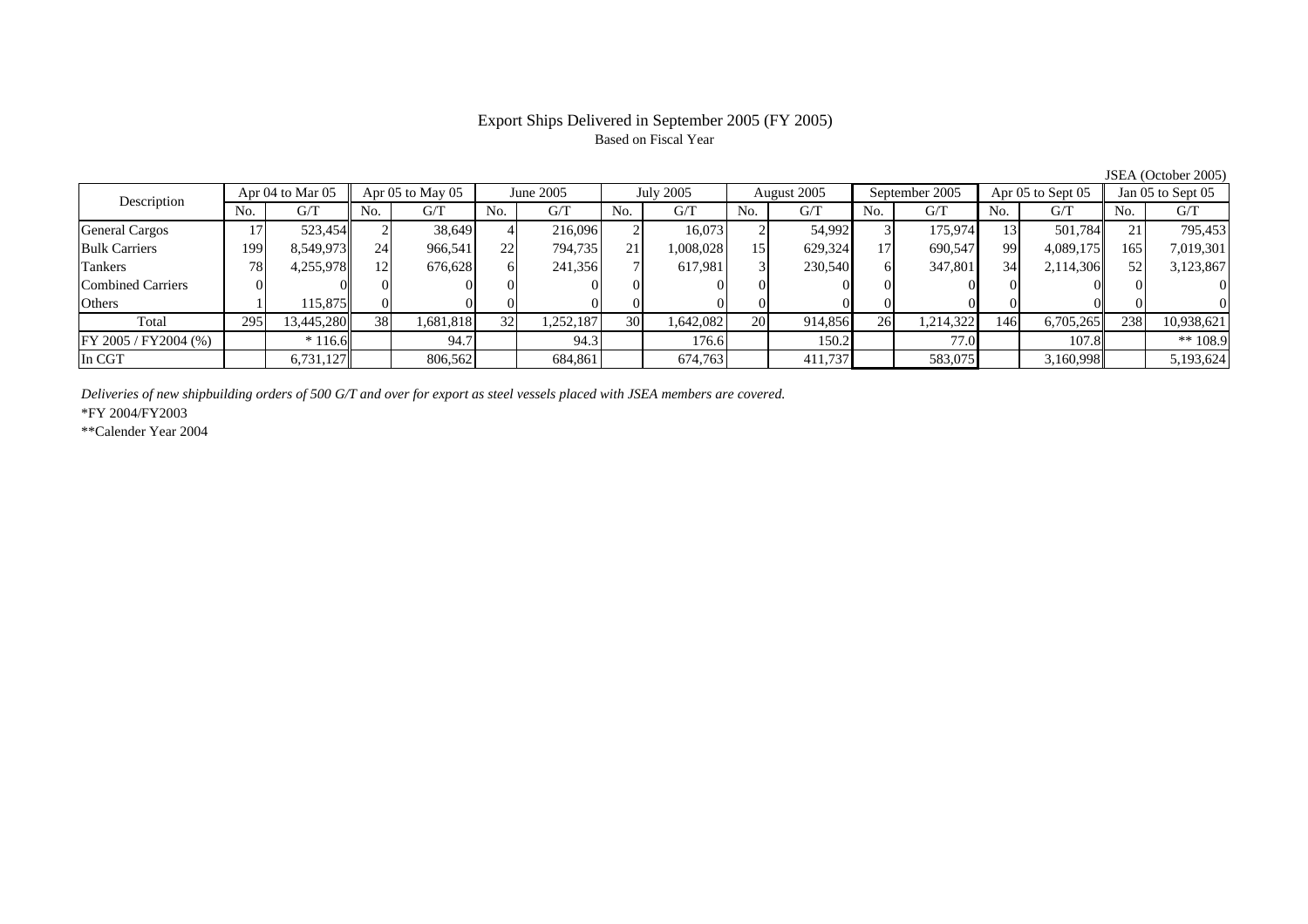# Export Ships Delivered in September 2005 (FY 2005)

Based on Fiscal Year

JSEA (October 2005)

| Description | Apr 04 to Mar 05 | | Apr 05 to May 05 | | June 2005 | | July 2005 | | August 2005 | | September 2005 | | Apr 05 to Sept 05 | | Jan 05 to Sept 05 | |
|---|---|---|---|---|---|---|---|---|---|---|---|---|---|---|---|---|
| | No. | G/T | No. | G/T | No. | G/T | No. | G/T | No. | G/T | No. | G/T | No. | G/T | No. | G/T |
| General Cargos | 17 | 523,454 | 2 | 38,649 | 4 | 216,096 | 2 | 16,073 | 2 | 54,992 | 3 | 175,974 | 13 | 501,784 | 21 | 795,453 |
| Bulk Carriers | 199 | 8,549,973 | 24 | 966,541 | 22 | 794,735 | 21 | 1,008,028 | 15 | 629,324 | 17 | 690,547 | 99 | 4,089,175 | 165 | 7,019,301 |
| Tankers | 78 | 4,255,978 | 12 | 676,628 | 6 | 241,356 | 7 | 617,981 | 3 | 230,540 | 6 | 347,801 | 34 | 2,114,306 | 52 | 3,123,867 |
| Combined Carriers | 0 | 0 | 0 | 0 | 0 | 0 | 0 | 0 | 0 | 0 | 0 | 0 | 0 | 0 | 0 | 0 |
| Others | 1 | 115,875 | 0 | 0 | 0 | 0 | 0 | 0 | 0 | 0 | 0 | 0 | 0 | 0 | 0 | 0 |
| Total | 295 | 13,445,280 | 38 | 1,681,818 | 32 | 1,252,187 | 30 | 1,642,082 | 20 | 914,856 | 26 | 1,214,322 | 146 | 6,705,265 | 238 | 10,938,621 |
| FY 2005 / FY2004 (%) | | * 116.6 | | 94.7 | | 94.3 | | 176.6 | | 150.2 | | 77.0 | | 107.8 | | ** 108.9 |
| In CGT | | 6,731,127 | | 806,562 | | 684,861 | | 674,763 | | 411,737 | | 583,075 | | 3,160,998 | | 5,193,624 |

*Deliveries of new shipbuilding orders of 500 G/T and over for export as steel vessels placed with JSEA members are covered.*

*FY 2004/FY2003

**Calender Year 2004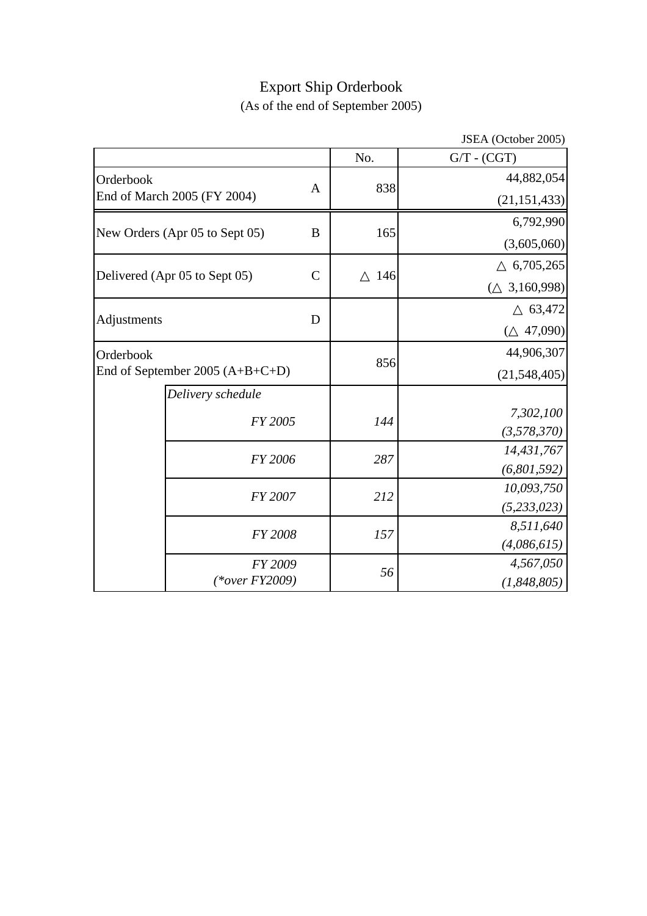# Export Ship Orderbook

(As of the end of September 2005)

JSEA (October 2005)

| | | | No. | G/T - (CGT) |
|---|---|---|---|---|
| Orderbook<br>End of March 2005 (FY 2004) | | A | 838 | 44,882,054<br>(21,151,433) |
| New Orders (Apr 05 to Sept 05) | | B | 165 | 6,792,990<br>(3,605,060) |
| Delivered (Apr 05 to Sept 05) | | C | △ 146 | △ 6,705,265<br>(△ 3,160,998) |
| Adjustments | | D | | △ 63,472<br>(△ 47,090) |
| Orderbook<br>End of September 2005 (A+B+C+D) | | | 856 | 44,906,307<br>(21,548,405) |
| | *Delivery schedule* | | | |
| | *FY 2005* | | *144* | *7,302,100*<br>*(3,578,370)* |
| | *FY 2006* | | *287* | *14,431,767*<br>*(6,801,592)* |
| | *FY 2007* | | *212* | *10,093,750*<br>*(5,233,023)* |
| | *FY 2008* | | *157* | *8,511,640*<br>*(4,086,615)* |
| | *FY 2009*<br>*(*over FY2009)* | | *56* | *4,567,050*<br>*(1,848,805)* |